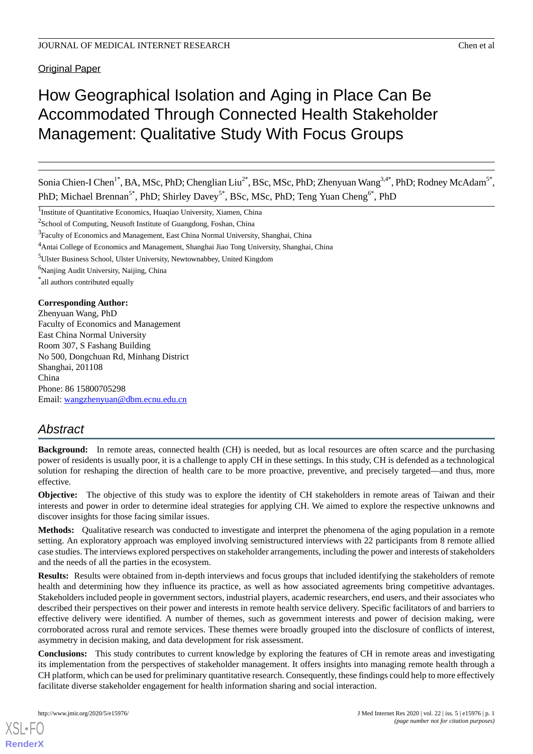Original Paper

# How Geographical Isolation and Aging in Place Can Be Accommodated Through Connected Health Stakeholder Management: Qualitative Study With Focus Groups

Sonia Chien-I Chen[1*], BA, MSc, PhD; Chenglian Liu[2*], BSc, MSc, PhD; Zhenyuan Wang[3,4*], PhD; Rodney McAdam[5*], PhD; Michael Brennan[5*], PhD; Shirley Davey[5*], BSc, MSc, PhD; Teng Yuan Cheng[6*], PhD

[1]Institute of Quantitative Economics, Huaqiao University, Xiamen, China

[2]School of Computing, Neusoft Institute of Guangdong, Foshan, China

[3]Faculty of Economics and Management, East China Normal University, Shanghai, China

[4]Antai College of Economics and Management, Shanghai Jiao Tong University, Shanghai, China

[5]Ulster Business School, Ulster University, Newtownabbey, United Kingdom

[6]Nanjing Audit University, Naijing, China

[*]all authors contributed equally

**Corresponding Author:**
Zhenyuan Wang, PhD
Faculty of Economics and Management
East China Normal University
Room 307, S Fashang Building
No 500, Dongchuan Rd, Minhang District
Shanghai, 201108
China
Phone: 86 15800705298
Email: wangzhenyuan@dbm.ecnu.edu.cn

## Abstract

**Background:** In remote areas, connected health (CH) is needed, but as local resources are often scarce and the purchasing power of residents is usually poor, it is a challenge to apply CH in these settings. In this study, CH is defended as a technological solution for reshaping the direction of health care to be more proactive, preventive, and precisely targeted—and thus, more effective.

**Objective:** The objective of this study was to explore the identity of CH stakeholders in remote areas of Taiwan and their interests and power in order to determine ideal strategies for applying CH. We aimed to explore the respective unknowns and discover insights for those facing similar issues.

**Methods:** Qualitative research was conducted to investigate and interpret the phenomena of the aging population in a remote setting. An exploratory approach was employed involving semistructured interviews with 22 participants from 8 remote allied case studies. The interviews explored perspectives on stakeholder arrangements, including the power and interests of stakeholders and the needs of all the parties in the ecosystem.

**Results:** Results were obtained from in-depth interviews and focus groups that included identifying the stakeholders of remote health and determining how they influence its practice, as well as how associated agreements bring competitive advantages. Stakeholders included people in government sectors, industrial players, academic researchers, end users, and their associates who described their perspectives on their power and interests in remote health service delivery. Specific facilitators of and barriers to effective delivery were identified. A number of themes, such as government interests and power of decision making, were corroborated across rural and remote services. These themes were broadly grouped into the disclosure of conflicts of interest, asymmetry in decision making, and data development for risk assessment.

**Conclusions:** This study contributes to current knowledge by exploring the features of CH in remote areas and investigating its implementation from the perspectives of stakeholder management. It offers insights into managing remote health through a CH platform, which can be used for preliminary quantitative research. Consequently, these findings could help to more effectively facilitate diverse stakeholder engagement for health information sharing and social interaction.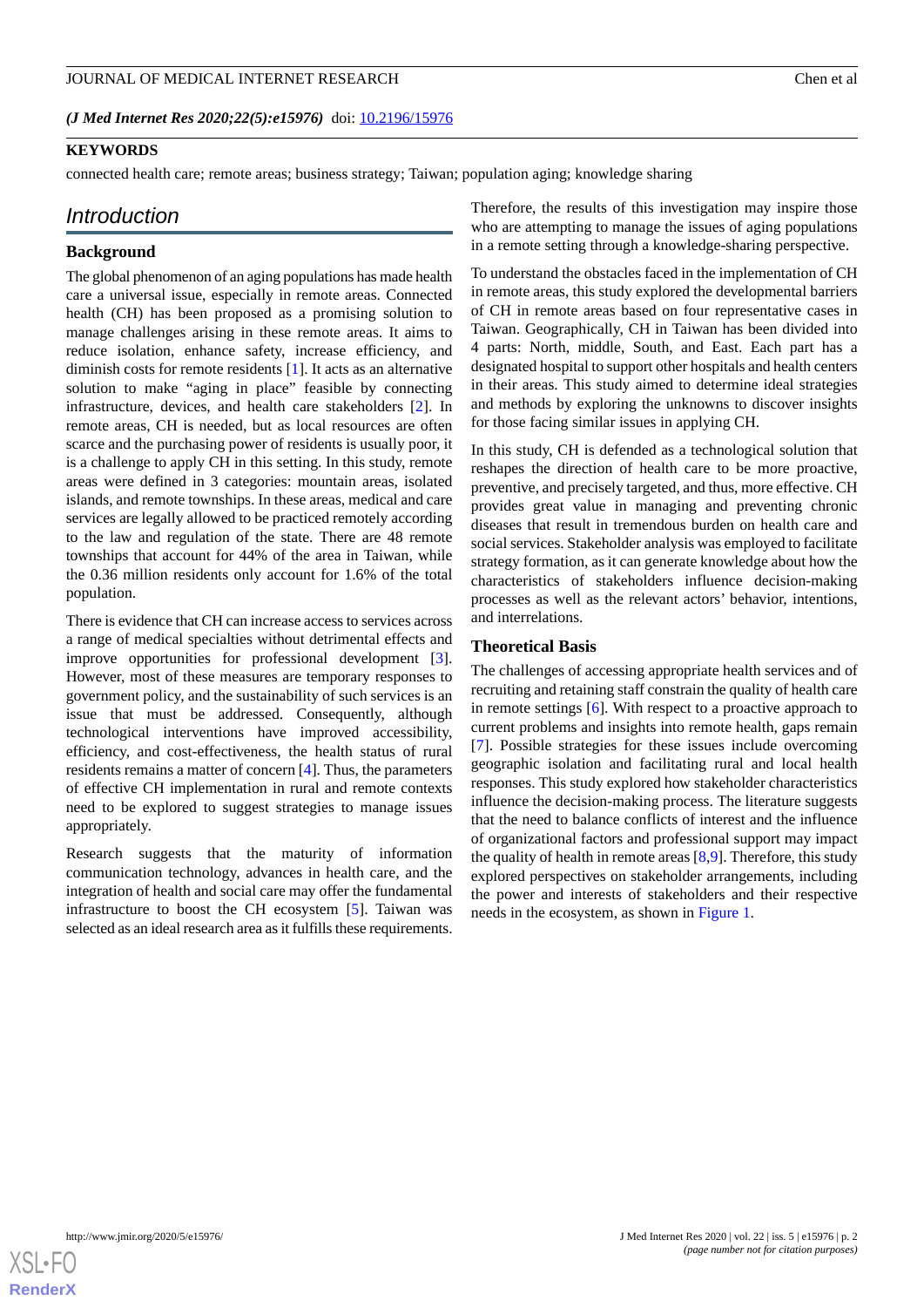**KEYWORDS**

connected health care; remote areas; business strategy; Taiwan; population aging; knowledge sharing

## Introduction

### Background

The global phenomenon of an aging populations has made health care a universal issue, especially in remote areas. Connected health (CH) has been proposed as a promising solution to manage challenges arising in these remote areas. It aims to reduce isolation, enhance safety, increase efficiency, and diminish costs for remote residents [1]. It acts as an alternative solution to make "aging in place" feasible by connecting infrastructure, devices, and health care stakeholders [2]. In remote areas, CH is needed, but as local resources are often scarce and the purchasing power of residents is usually poor, it is a challenge to apply CH in this setting. In this study, remote areas were defined in 3 categories: mountain areas, isolated islands, and remote townships. In these areas, medical and care services are legally allowed to be practiced remotely according to the law and regulation of the state. There are 48 remote townships that account for 44% of the area in Taiwan, while the 0.36 million residents only account for 1.6% of the total population.

There is evidence that CH can increase access to services across a range of medical specialties without detrimental effects and improve opportunities for professional development [3]. However, most of these measures are temporary responses to government policy, and the sustainability of such services is an issue that must be addressed. Consequently, although technological interventions have improved accessibility, efficiency, and cost-effectiveness, the health status of rural residents remains a matter of concern [4]. Thus, the parameters of effective CH implementation in rural and remote contexts need to be explored to suggest strategies to manage issues appropriately.

Research suggests that the maturity of information communication technology, advances in health care, and the integration of health and social care may offer the fundamental infrastructure to boost the CH ecosystem [5]. Taiwan was selected as an ideal research area as it fulfills these requirements. Therefore, the results of this investigation may inspire those who are attempting to manage the issues of aging populations in a remote setting through a knowledge-sharing perspective.

To understand the obstacles faced in the implementation of CH in remote areas, this study explored the developmental barriers of CH in remote areas based on four representative cases in Taiwan. Geographically, CH in Taiwan has been divided into 4 parts: North, middle, South, and East. Each part has a designated hospital to support other hospitals and health centers in their areas. This study aimed to determine ideal strategies and methods by exploring the unknowns to discover insights for those facing similar issues in applying CH.

In this study, CH is defended as a technological solution that reshapes the direction of health care to be more proactive, preventive, and precisely targeted, and thus, more effective. CH provides great value in managing and preventing chronic diseases that result in tremendous burden on health care and social services. Stakeholder analysis was employed to facilitate strategy formation, as it can generate knowledge about how the characteristics of stakeholders influence decision-making processes as well as the relevant actors' behavior, intentions, and interrelations.

### Theoretical Basis

The challenges of accessing appropriate health services and of recruiting and retaining staff constrain the quality of health care in remote settings [6]. With respect to a proactive approach to current problems and insights into remote health, gaps remain [7]. Possible strategies for these issues include overcoming geographic isolation and facilitating rural and local health responses. This study explored how stakeholder characteristics influence the decision-making process. The literature suggests that the need to balance conflicts of interest and the influence of organizational factors and professional support may impact the quality of health in remote areas [8,9]. Therefore, this study explored perspectives on stakeholder arrangements, including the power and interests of stakeholders and their respective needs in the ecosystem, as shown in Figure 1.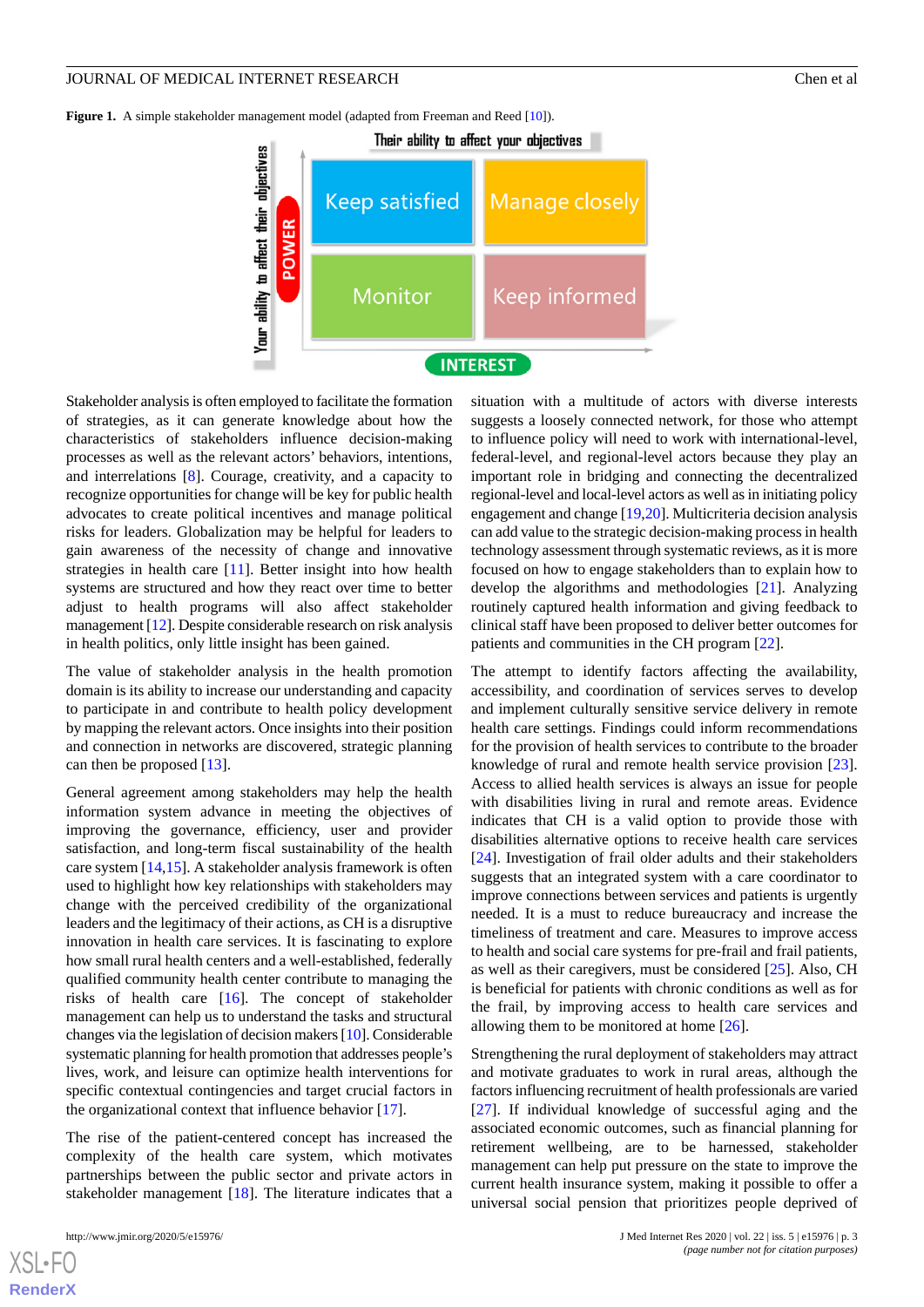**Figure 1.** A simple stakeholder management model (adapted from Freeman and Reed [10]).

Stakeholder analysis is often employed to facilitate the formation of strategies, as it can generate knowledge about how the characteristics of stakeholders influence decision-making processes as well as the relevant actors' behaviors, intentions, and interrelations [8]. Courage, creativity, and a capacity to recognize opportunities for change will be key for public health advocates to create political incentives and manage political risks for leaders. Globalization may be helpful for leaders to gain awareness of the necessity of change and innovative strategies in health care [11]. Better insight into how health systems are structured and how they react over time to better adjust to health programs will also affect stakeholder management [12]. Despite considerable research on risk analysis in health politics, only little insight has been gained.

The value of stakeholder analysis in the health promotion domain is its ability to increase our understanding and capacity to participate in and contribute to health policy development by mapping the relevant actors. Once insights into their position and connection in networks are discovered, strategic planning can then be proposed [13].

General agreement among stakeholders may help the health information system advance in meeting the objectives of improving the governance, efficiency, user and provider satisfaction, and long-term fiscal sustainability of the health care system [14,15]. A stakeholder analysis framework is often used to highlight how key relationships with stakeholders may change with the perceived credibility of the organizational leaders and the legitimacy of their actions, as CH is a disruptive innovation in health care services. It is fascinating to explore how small rural health centers and a well-established, federally qualified community health center contribute to managing the risks of health care [16]. The concept of stakeholder management can help us to understand the tasks and structural changes via the legislation of decision makers [10]. Considerable systematic planning for health promotion that addresses people's lives, work, and leisure can optimize health interventions for specific contextual contingencies and target crucial factors in the organizational context that influence behavior [17].

The rise of the patient-centered concept has increased the complexity of the health care system, which motivates partnerships between the public sector and private actors in stakeholder management [18]. The literature indicates that a situation with a multitude of actors with diverse interests suggests a loosely connected network, for those who attempt to influence policy will need to work with international-level, federal-level, and regional-level actors because they play an important role in bridging and connecting the decentralized regional-level and local-level actors as well as in initiating policy engagement and change [19,20]. Multicriteria decision analysis can add value to the strategic decision-making process in health technology assessment through systematic reviews, as it is more focused on how to engage stakeholders than to explain how to develop the algorithms and methodologies [21]. Analyzing routinely captured health information and giving feedback to clinical staff have been proposed to deliver better outcomes for patients and communities in the CH program [22].

The attempt to identify factors affecting the availability, accessibility, and coordination of services serves to develop and implement culturally sensitive service delivery in remote health care settings. Findings could inform recommendations for the provision of health services to contribute to the broader knowledge of rural and remote health service provision [23]. Access to allied health services is always an issue for people with disabilities living in rural and remote areas. Evidence indicates that CH is a valid option to provide those with disabilities alternative options to receive health care services [24]. Investigation of frail older adults and their stakeholders suggests that an integrated system with a care coordinator to improve connections between services and patients is urgently needed. It is a must to reduce bureaucracy and increase the timeliness of treatment and care. Measures to improve access to health and social care systems for pre-frail and frail patients, as well as their caregivers, must be considered [25]. Also, CH is beneficial for patients with chronic conditions as well as for the frail, by improving access to health care services and allowing them to be monitored at home [26].

Strengthening the rural deployment of stakeholders may attract and motivate graduates to work in rural areas, although the factors influencing recruitment of health professionals are varied [27]. If individual knowledge of successful aging and the associated economic outcomes, such as financial planning for retirement wellbeing, are to be harnessed, stakeholder management can help put pressure on the state to improve the current health insurance system, making it possible to offer a universal social pension that prioritizes people deprived of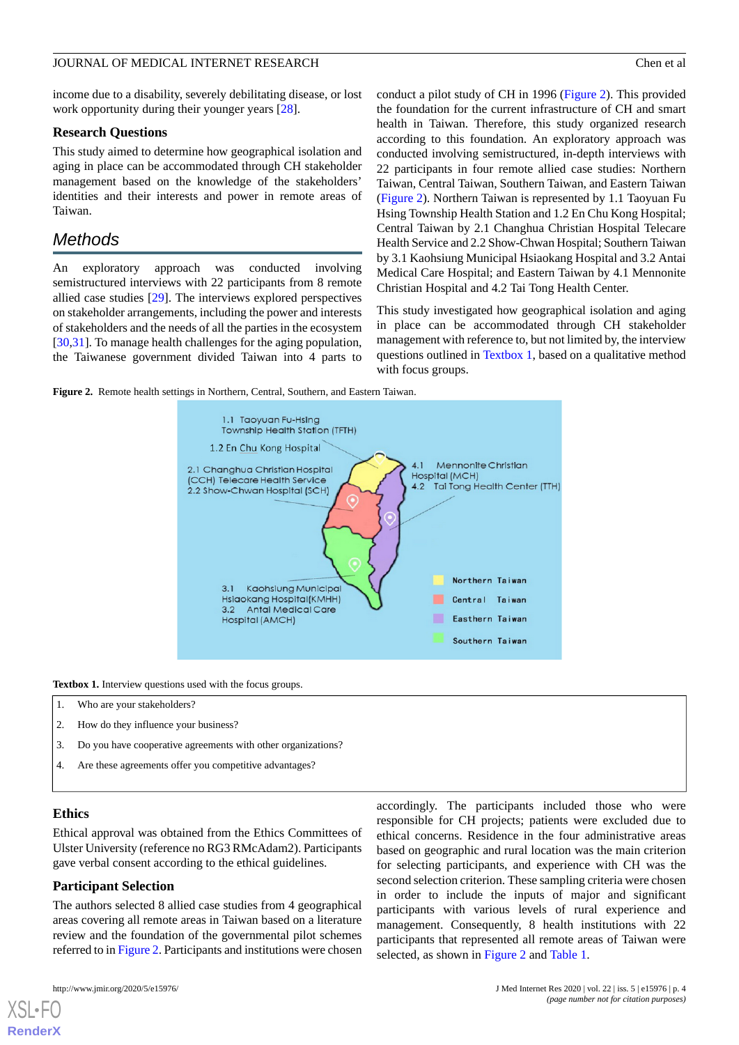income due to a disability, severely debilitating disease, or lost work opportunity during their younger years [28].

### Research Questions

This study aimed to determine how geographical isolation and aging in place can be accommodated through CH stakeholder management based on the knowledge of the stakeholders' identities and their interests and power in remote areas of Taiwan.

## Methods

An exploratory approach was conducted involving semistructured interviews with 22 participants from 8 remote allied case studies [29]. The interviews explored perspectives on stakeholder arrangements, including the power and interests of stakeholders and the needs of all the parties in the ecosystem [30,31]. To manage health challenges for the aging population, the Taiwanese government divided Taiwan into 4 parts to conduct a pilot study of CH in 1996 (Figure 2). This provided the foundation for the current infrastructure of CH and smart health in Taiwan. Therefore, this study organized research according to this foundation. An exploratory approach was conducted involving semistructured, in-depth interviews with 22 participants in four remote allied case studies: Northern Taiwan, Central Taiwan, Southern Taiwan, and Eastern Taiwan (Figure 2). Northern Taiwan is represented by 1.1 Taoyuan Fu Hsing Township Health Station and 1.2 En Chu Kong Hospital; Central Taiwan by 2.1 Changhua Christian Hospital Telecare Health Service and 2.2 Show-Chwan Hospital; Southern Taiwan by 3.1 Kaohsiung Municipal Hsiaokang Hospital and 3.2 Antai Medical Care Hospital; and Eastern Taiwan by 4.1 Mennonite Christian Hospital and 4.2 Tai Tong Health Center.

This study investigated how geographical isolation and aging in place can be accommodated through CH stakeholder management with reference to, but not limited by, the interview questions outlined in Textbox 1, based on a qualitative method with focus groups.

**Figure 2.** Remote health settings in Northern, Central, Southern, and Eastern Taiwan.

**Textbox 1.** Interview questions used with the focus groups.

1. Who are your stakeholders?
2. How do they influence your business?
3. Do you have cooperative agreements with other organizations?
4. Are these agreements offer you competitive advantages?

### Ethics

Ethical approval was obtained from the Ethics Committees of Ulster University (reference no RG3 RMcAdam2). Participants gave verbal consent according to the ethical guidelines.

### Participant Selection

The authors selected 8 allied case studies from 4 geographical areas covering all remote areas in Taiwan based on a literature review and the foundation of the governmental pilot schemes referred to in Figure 2. Participants and institutions were chosen accordingly. The participants included those who were responsible for CH projects; patients were excluded due to ethical concerns. Residence in the four administrative areas based on geographic and rural location was the main criterion for selecting participants, and experience with CH was the second selection criterion. These sampling criteria were chosen in order to include the inputs of major and significant participants with various levels of rural experience and management. Consequently, 8 health institutions with 22 participants that represented all remote areas of Taiwan were selected, as shown in Figure 2 and Table 1.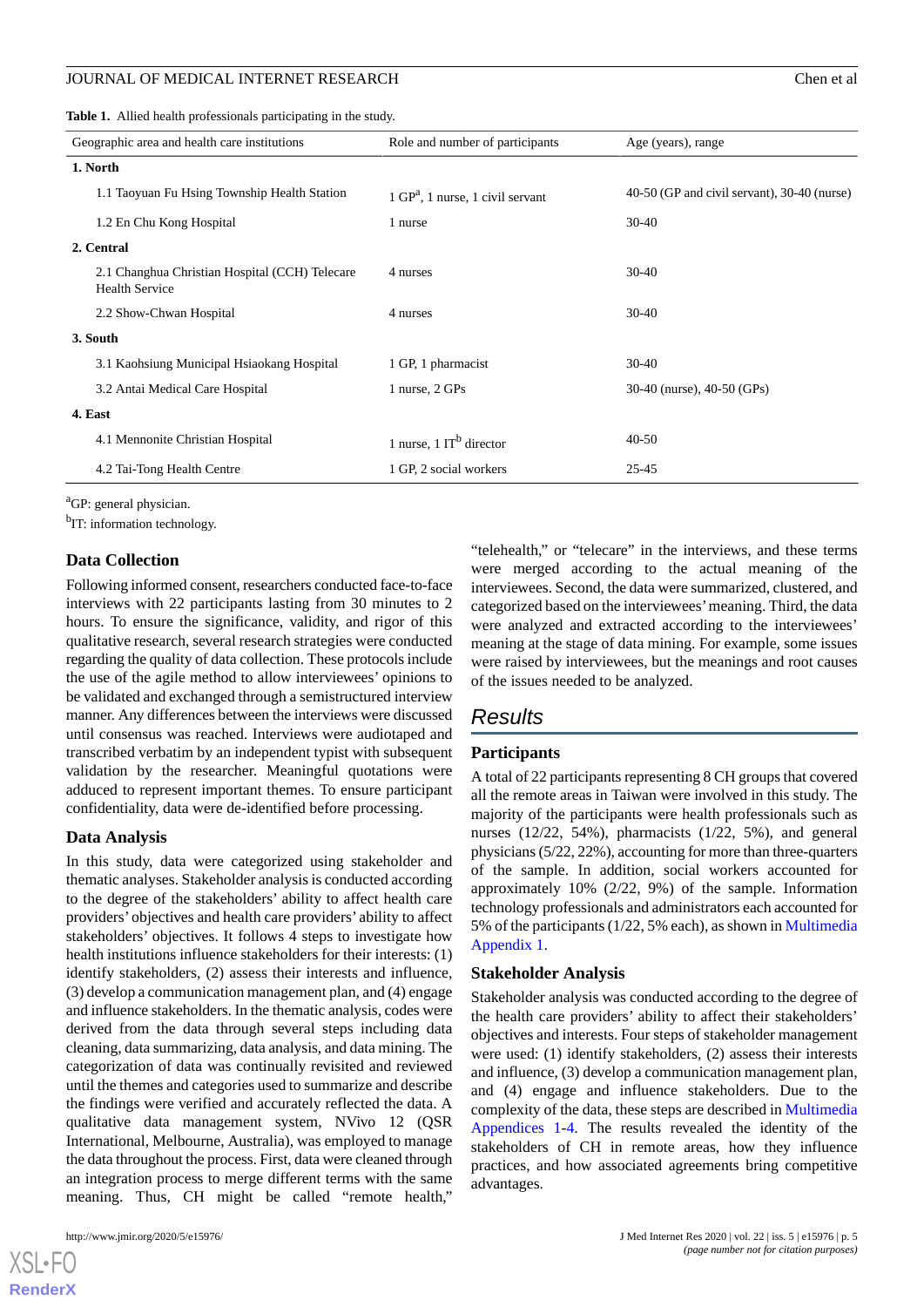**Table 1.** Allied health professionals participating in the study.

| Geographic area and health care institutions | Role and number of participants | Age (years), range |
|---|---|---|
| **1. North** | | |
| 1.1 Taoyuan Fu Hsing Township Health Station | 1 GP[a], 1 nurse, 1 civil servant | 40-50 (GP and civil servant), 30-40 (nurse) |
| 1.2 En Chu Kong Hospital | 1 nurse | 30-40 |
| **2. Central** | | |
| 2.1 Changhua Christian Hospital (CCH) Telecare Health Service | 4 nurses | 30-40 |
| 2.2 Show-Chwan Hospital | 4 nurses | 30-40 |
| **3. South** | | |
| 3.1 Kaohsiung Municipal Hsiaokang Hospital | 1 GP, 1 pharmacist | 30-40 |
| 3.2 Antai Medical Care Hospital | 1 nurse, 2 GPs | 30-40 (nurse), 40-50 (GPs) |
| **4. East** | | |
| 4.1 Mennonite Christian Hospital | 1 nurse, 1 IT[b] director | 40-50 |
| 4.2 Tai-Tong Health Centre | 1 GP, 2 social workers | 25-45 |

[a]GP: general physician.

[b]IT: information technology.

### Data Collection

Following informed consent, researchers conducted face-to-face interviews with 22 participants lasting from 30 minutes to 2 hours. To ensure the significance, validity, and rigor of this qualitative research, several research strategies were conducted regarding the quality of data collection. These protocols include the use of the agile method to allow interviewees' opinions to be validated and exchanged through a semistructured interview manner. Any differences between the interviews were discussed until consensus was reached. Interviews were audiotaped and transcribed verbatim by an independent typist with subsequent validation by the researcher. Meaningful quotations were adduced to represent important themes. To ensure participant confidentiality, data were de-identified before processing.

### Data Analysis

In this study, data were categorized using stakeholder and thematic analyses. Stakeholder analysis is conducted according to the degree of the stakeholders' ability to affect health care providers' objectives and health care providers' ability to affect stakeholders' objectives. It follows 4 steps to investigate how health institutions influence stakeholders for their interests: (1) identify stakeholders, (2) assess their interests and influence, (3) develop a communication management plan, and (4) engage and influence stakeholders. In the thematic analysis, codes were derived from the data through several steps including data cleaning, data summarizing, data analysis, and data mining. The categorization of data was continually revisited and reviewed until the themes and categories used to summarize and describe the findings were verified and accurately reflected the data. A qualitative data management system, NVivo 12 (QSR International, Melbourne, Australia), was employed to manage the data throughout the process. First, data were cleaned through an integration process to merge different terms with the same meaning. Thus, CH might be called "remote health," "telehealth," or "telecare" in the interviews, and these terms were merged according to the actual meaning of the interviewees. Second, the data were summarized, clustered, and categorized based on the interviewees' meaning. Third, the data were analyzed and extracted according to the interviewees' meaning at the stage of data mining. For example, some issues were raised by interviewees, but the meanings and root causes of the issues needed to be analyzed.

## Results

### Participants

A total of 22 participants representing 8 CH groups that covered all the remote areas in Taiwan were involved in this study. The majority of the participants were health professionals such as nurses (12/22, 54%), pharmacists (1/22, 5%), and general physicians (5/22, 22%), accounting for more than three-quarters of the sample. In addition, social workers accounted for approximately 10% (2/22, 9%) of the sample. Information technology professionals and administrators each accounted for 5% of the participants (1/22, 5% each), as shown in Multimedia Appendix 1.

### Stakeholder Analysis

Stakeholder analysis was conducted according to the degree of the health care providers' ability to affect their stakeholders' objectives and interests. Four steps of stakeholder management were used: (1) identify stakeholders, (2) assess their interests and influence, (3) develop a communication management plan, and (4) engage and influence stakeholders. Due to the complexity of the data, these steps are described in Multimedia Appendices 1-4. The results revealed the identity of the stakeholders of CH in remote areas, how they influence practices, and how associated agreements bring competitive advantages.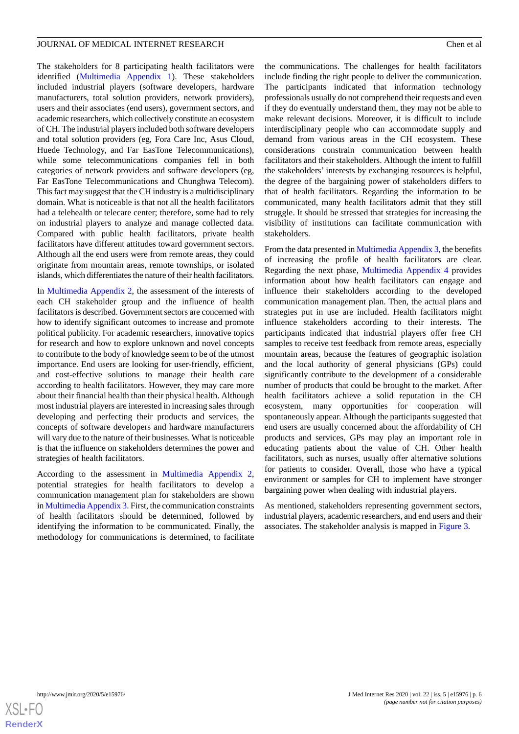The stakeholders for 8 participating health facilitators were identified (Multimedia Appendix 1). These stakeholders included industrial players (software developers, hardware manufacturers, total solution providers, network providers), users and their associates (end users), government sectors, and academic researchers, which collectively constitute an ecosystem of CH. The industrial players included both software developers and total solution providers (eg, Fora Care Inc, Asus Cloud, Huede Technology, and Far EasTone Telecommunications), while some telecommunications companies fell in both categories of network providers and software developers (eg, Far EasTone Telecommunications and Chunghwa Telecom). This fact may suggest that the CH industry is a multidisciplinary domain. What is noticeable is that not all the health facilitators had a telehealth or telecare center; therefore, some had to rely on industrial players to analyze and manage collected data. Compared with public health facilitators, private health facilitators have different attitudes toward government sectors. Although all the end users were from remote areas, they could originate from mountain areas, remote townships, or isolated islands, which differentiates the nature of their health facilitators.

In Multimedia Appendix 2, the assessment of the interests of each CH stakeholder group and the influence of health facilitators is described. Government sectors are concerned with how to identify significant outcomes to increase and promote political publicity. For academic researchers, innovative topics for research and how to explore unknown and novel concepts to contribute to the body of knowledge seem to be of the utmost importance. End users are looking for user-friendly, efficient, and cost-effective solutions to manage their health care according to health facilitators. However, they may care more about their financial health than their physical health. Although most industrial players are interested in increasing sales through developing and perfecting their products and services, the concepts of software developers and hardware manufacturers will vary due to the nature of their businesses. What is noticeable is that the influence on stakeholders determines the power and strategies of health facilitators.

According to the assessment in Multimedia Appendix 2, potential strategies for health facilitators to develop a communication management plan for stakeholders are shown in Multimedia Appendix 3. First, the communication constraints of health facilitators should be determined, followed by identifying the information to be communicated. Finally, the methodology for communications is determined, to facilitate the communications. The challenges for health facilitators include finding the right people to deliver the communication. The participants indicated that information technology professionals usually do not comprehend their requests and even if they do eventually understand them, they may not be able to make relevant decisions. Moreover, it is difficult to include interdisciplinary people who can accommodate supply and demand from various areas in the CH ecosystem. These considerations constrain communication between health facilitators and their stakeholders. Although the intent to fulfill the stakeholders' interests by exchanging resources is helpful, the degree of the bargaining power of stakeholders differs to that of health facilitators. Regarding the information to be communicated, many health facilitators admit that they still struggle. It should be stressed that strategies for increasing the visibility of institutions can facilitate communication with stakeholders.

From the data presented in Multimedia Appendix 3, the benefits of increasing the profile of health facilitators are clear. Regarding the next phase, Multimedia Appendix 4 provides information about how health facilitators can engage and influence their stakeholders according to the developed communication management plan. Then, the actual plans and strategies put in use are included. Health facilitators might influence stakeholders according to their interests. The participants indicated that industrial players offer free CH samples to receive test feedback from remote areas, especially mountain areas, because the features of geographic isolation and the local authority of general physicians (GPs) could significantly contribute to the development of a considerable number of products that could be brought to the market. After health facilitators achieve a solid reputation in the CH ecosystem, many opportunities for cooperation will spontaneously appear. Although the participants suggested that end users are usually concerned about the affordability of CH products and services, GPs may play an important role in educating patients about the value of CH. Other health facilitators, such as nurses, usually offer alternative solutions for patients to consider. Overall, those who have a typical environment or samples for CH to implement have stronger bargaining power when dealing with industrial players.

As mentioned, stakeholders representing government sectors, industrial players, academic researchers, and end users and their associates. The stakeholder analysis is mapped in Figure 3.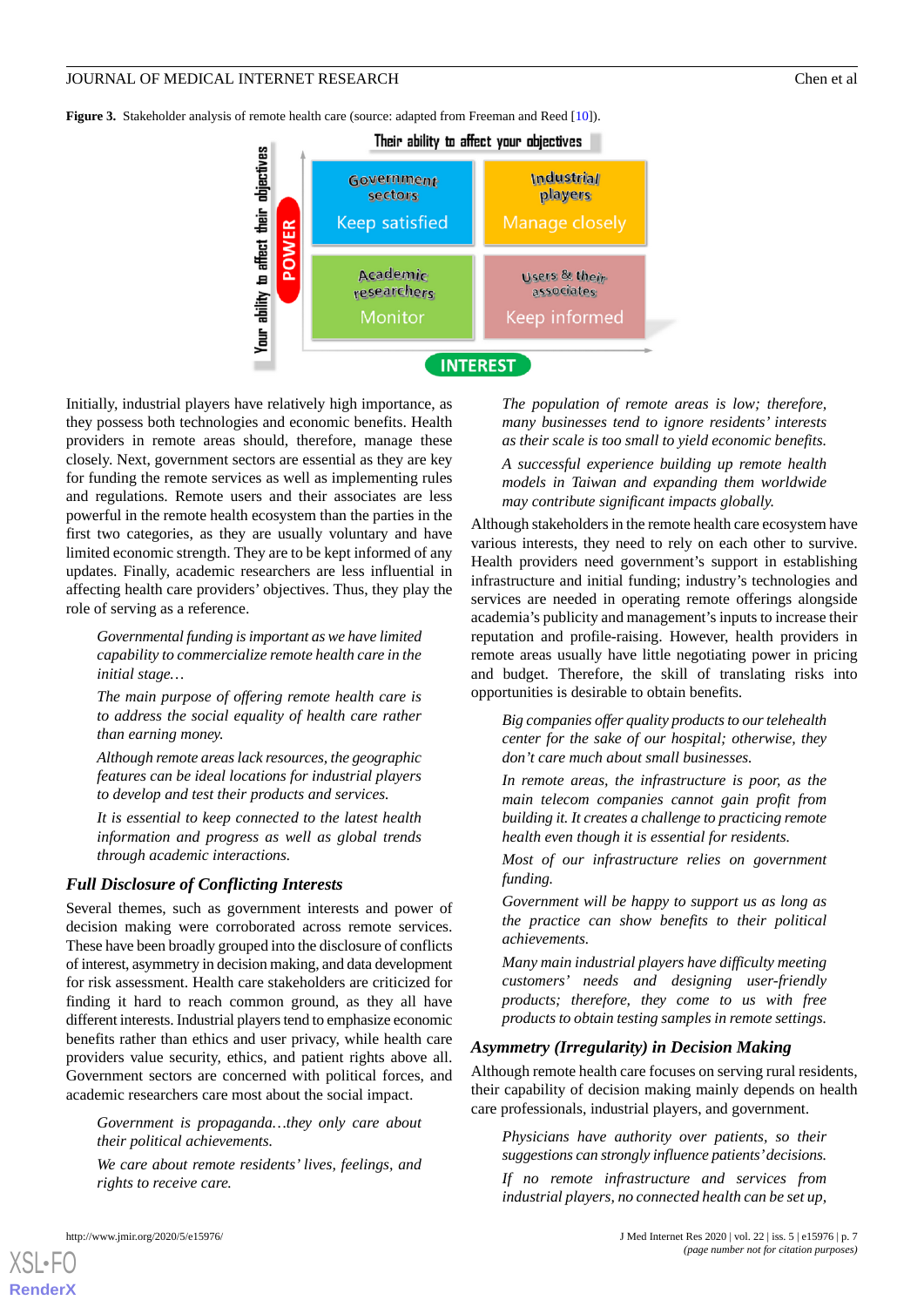**Figure 3.** Stakeholder analysis of remote health care (source: adapted from Freeman and Reed [10]).

Initially, industrial players have relatively high importance, as they possess both technologies and economic benefits. Health providers in remote areas should, therefore, manage these closely. Next, government sectors are essential as they are key for funding the remote services as well as implementing rules and regulations. Remote users and their associates are less powerful in the remote health ecosystem than the parties in the first two categories, as they are usually voluntary and have limited economic strength. They are to be kept informed of any updates. Finally, academic researchers are less influential in affecting health care providers' objectives. Thus, they play the role of serving as a reference.

> *Governmental funding is important as we have limited capability to commercialize remote health care in the initial stage…*
>
> *The main purpose of offering remote health care is to address the social equality of health care rather than earning money.*
>
> *Although remote areas lack resources, the geographic features can be ideal locations for industrial players to develop and test their products and services.*
>
> *It is essential to keep connected to the latest health information and progress as well as global trends through academic interactions.*

### Full Disclosure of Conflicting Interests

Several themes, such as government interests and power of decision making were corroborated across remote services. These have been broadly grouped into the disclosure of conflicts of interest, asymmetry in decision making, and data development for risk assessment. Health care stakeholders are criticized for finding it hard to reach common ground, as they all have different interests. Industrial players tend to emphasize economic benefits rather than ethics and user privacy, while health care providers value security, ethics, and patient rights above all. Government sectors are concerned with political forces, and academic researchers care most about the social impact.

> *Government is propaganda…they only care about their political achievements.*
>
> *We care about remote residents' lives, feelings, and rights to receive care.*
>
> *The population of remote areas is low; therefore, many businesses tend to ignore residents' interests as their scale is too small to yield economic benefits.*
>
> *A successful experience building up remote health models in Taiwan and expanding them worldwide may contribute significant impacts globally.*

Although stakeholders in the remote health care ecosystem have various interests, they need to rely on each other to survive. Health providers need government's support in establishing infrastructure and initial funding; industry's technologies and services are needed in operating remote offerings alongside academia's publicity and management's inputs to increase their reputation and profile-raising. However, health providers in remote areas usually have little negotiating power in pricing and budget. Therefore, the skill of translating risks into opportunities is desirable to obtain benefits.

> *Big companies offer quality products to our telehealth center for the sake of our hospital; otherwise, they don't care much about small businesses.*
>
> *In remote areas, the infrastructure is poor, as the main telecom companies cannot gain profit from building it. It creates a challenge to practicing remote health care even though it is essential for residents.*
>
> *Most of our infrastructure relies on government funding.*
>
> *Government will be happy to support us as long as the practice can show benefits to their political achievements.*
>
> *Many main industrial players have difficulty meeting customers' needs and designing user-friendly products; therefore, they come to us with free products to obtain testing samples in remote settings.*

### Asymmetry (Irregularity) in Decision Making

Although remote health care focuses on serving rural residents, their capability of decision making mainly depends on health care professionals, industrial players, and government.

> *Physicians have authority over patients, so their suggestions can strongly influence patients' decisions.*
>
> *If no remote infrastructure and services from industrial players, no connected health care can be set up,*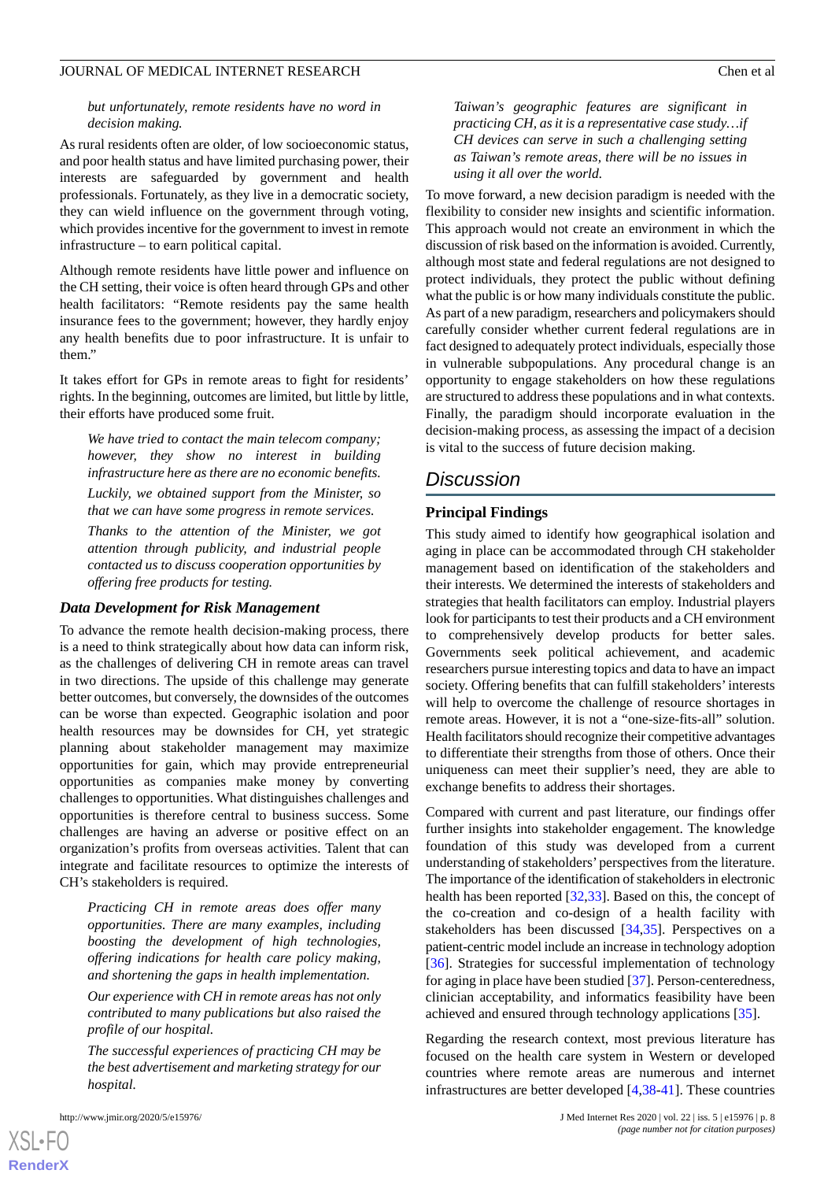*but unfortunately, remote residents have no word in decision making.*

As rural residents often are older, of low socioeconomic status, and poor health status and have limited purchasing power, their interests are safeguarded by government and health professionals. Fortunately, as they live in a democratic society, they can wield influence on the government through voting, which provides incentive for the government to invest in remote infrastructure – to earn political capital.

Although remote residents have little power and influence on the CH setting, their voice is often heard through GPs and other health facilitators: "Remote residents pay the same health insurance fees to the government; however, they hardly enjoy any health benefits due to poor infrastructure. It is unfair to them."

It takes effort for GPs in remote areas to fight for residents' rights. In the beginning, outcomes are limited, but little by little, their efforts have produced some fruit.

> *We have tried to contact the main telecom company; however, they show no interest in building infrastructure here as there are no economic benefits.*
>
> *Luckily, we obtained support from the Minister, so that we can have some progress in remote services.*
>
> *Thanks to the attention of the Minister, we got attention through publicity, and industrial people contacted us to discuss cooperation opportunities by offering free products for testing.*

### Data Development for Risk Management

To advance the remote health decision-making process, there is a need to think strategically about how data can inform risk, as the challenges of delivering CH in remote areas can travel in two directions. The upside of this challenge may generate better outcomes, but conversely, the downsides of the outcomes can be worse than expected. Geographic isolation and poor health resources may be downsides for CH, yet strategic planning about stakeholder management may maximize opportunities for gain, which may provide entrepreneurial opportunities as companies make money by converting challenges to opportunities. What distinguishes challenges and opportunities is therefore central to business success. Some challenges are having an adverse or positive effect on an organization's profits from overseas activities. Talent that can integrate and facilitate resources to optimize the interests of CH's stakeholders is required.

> *Practicing CH in remote areas does offer many opportunities. There are many examples, including boosting the development of high technologies, offering indications for health care policy making, and shortening the gaps in health implementation.*
>
> *Our experience with CH in remote areas has not only contributed to many publications but also raised the profile of our hospital.*
>
> *The successful experiences of practicing CH may be the best advertisement and marketing strategy for our hospital.*
>
> *Taiwan's geographic features are significant in practicing CH, as it is a representative case study…if CH devices can serve in such a challenging setting as Taiwan's remote areas, there will be no issues in using it all over the world.*

To move forward, a new decision paradigm is needed with the flexibility to consider new insights and scientific information. This approach would not create an environment in which the discussion of risk based on the information is avoided. Currently, although most state and federal regulations are not designed to protect individuals, they protect the public without defining what the public is or how many individuals constitute the public. As part of a new paradigm, researchers and policymakers should carefully consider whether current federal regulations are in fact designed to adequately protect individuals, especially those in vulnerable subpopulations. Any procedural change is an opportunity to engage stakeholders on how these regulations are structured to address these populations and in what contexts. Finally, the paradigm should incorporate evaluation in the decision-making process, as assessing the impact of a decision is vital to the success of future decision making.

## Discussion

### Principal Findings

This study aimed to identify how geographical isolation and aging in place can be accommodated through CH stakeholder management based on identification of the stakeholders and their interests. We determined the interests of stakeholders and strategies that health facilitators can employ. Industrial players look for participants to test their products and a CH environment to comprehensively develop products for better sales. Governments seek political achievement, and academic researchers pursue interesting topics and data to have an impact society. Offering benefits that can fulfill stakeholders' interests will help to overcome the challenge of resource shortages in remote areas. However, it is not a "one-size-fits-all" solution. Health facilitators should recognize their competitive advantages to differentiate their strengths from those of others. Once their uniqueness can meet their supplier's need, they are able to exchange benefits to address their shortages.

Compared with current and past literature, our findings offer further insights into stakeholder engagement. The knowledge foundation of this study was developed from a current understanding of stakeholders' perspectives from the literature. The importance of the identification of stakeholders in electronic health has been reported [32,33]. Based on this, the concept of the co-creation and co-design of a health facility with stakeholders has been discussed [34,35]. Perspectives on a patient-centric model include an increase in technology adoption [36]. Strategies for successful implementation of technology for aging in place have been studied [37]. Person-centeredness, clinician acceptability, and informatics feasibility have been achieved and ensured through technology applications [35].

Regarding the research context, most previous literature has focused on the health care system in Western or developed countries where remote areas are numerous and internet infrastructures are better developed [4,38-41]. These countries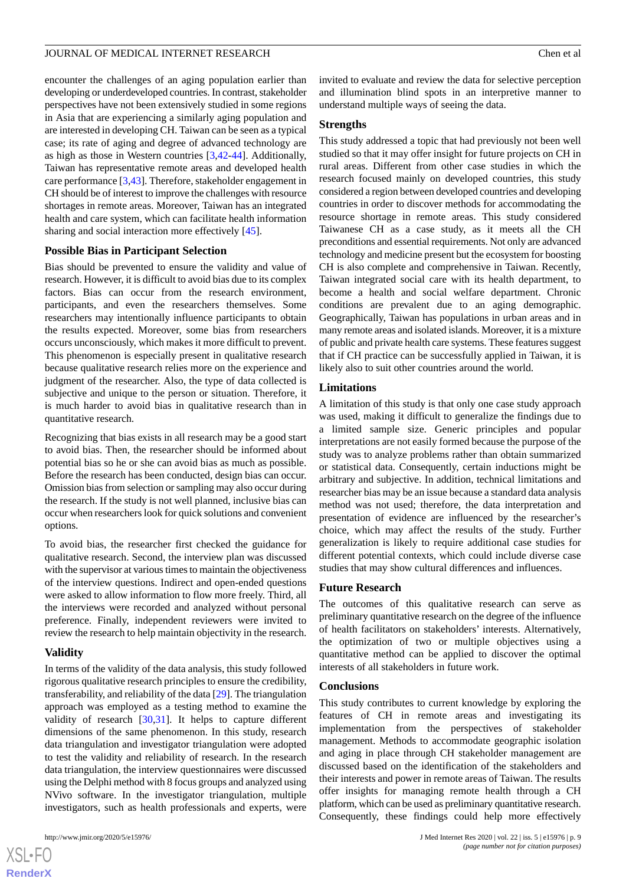encounter the challenges of an aging population earlier than developing or underdeveloped countries. In contrast, stakeholder perspectives have not been extensively studied in some regions in Asia that are experiencing a similarly aging population and are interested in developing CH. Taiwan can be seen as a typical case; its rate of aging and degree of advanced technology are as high as those in Western countries [3,42-44]. Additionally, Taiwan has representative remote areas and developed health care performance [3,43]. Therefore, stakeholder engagement in CH should be of interest to improve the challenges with resource shortages in remote areas. Moreover, Taiwan has an integrated health and care system, which can facilitate health information sharing and social interaction more effectively [45].

### Possible Bias in Participant Selection

Bias should be prevented to ensure the validity and value of research. However, it is difficult to avoid bias due to its complex factors. Bias can occur from the research environment, participants, and even the researchers themselves. Some researchers may intentionally influence participants to obtain the results expected. Moreover, some bias from researchers occurs unconsciously, which makes it more difficult to prevent. This phenomenon is especially present in qualitative research because qualitative research relies more on the experience and judgment of the researcher. Also, the type of data collected is subjective and unique to the person or situation. Therefore, it is much harder to avoid bias in qualitative research than in quantitative research.

Recognizing that bias exists in all research may be a good start to avoid bias. Then, the researcher should be informed about potential bias so he or she can avoid bias as much as possible. Before the research has been conducted, design bias can occur. Omission bias from selection or sampling may also occur during the research. If the study is not well planned, inclusive bias can occur when researchers look for quick solutions and convenient options.

To avoid bias, the researcher first checked the guidance for qualitative research. Second, the interview plan was discussed with the supervisor at various times to maintain the objectiveness of the interview questions. Indirect and open-ended questions were asked to allow information to flow more freely. Third, all the interviews were recorded and analyzed without personal preference. Finally, independent reviewers were invited to review the research to help maintain objectivity in the research.

### Validity

In terms of the validity of the data analysis, this study followed rigorous qualitative research principles to ensure the credibility, transferability, and reliability of the data [29]. The triangulation approach was employed as a testing method to examine the validity of research [30,31]. It helps to capture different dimensions of the same phenomenon. In this study, research data triangulation and investigator triangulation were adopted to test the validity and reliability of research. In the research data triangulation, the interview questionnaires were discussed using the Delphi method with 8 focus groups and analyzed using NVivo software. In the investigator triangulation, multiple investigators, such as health professionals and experts, were invited to evaluate and review the data for selective perception and illumination blind spots in an interpretive manner to understand multiple ways of seeing the data.

### Strengths

This study addressed a topic that had previously not been well studied so that it may offer insight for future projects on CH in rural areas. Different from other case studies in which the research focused mainly on developed countries, this study considered a region between developed countries and developing countries in order to discover methods for accommodating the resource shortage in remote areas. This study considered Taiwanese CH as a case study, as it meets all the CH preconditions and essential requirements. Not only are advanced technology and medicine present but the ecosystem for boosting CH is also complete and comprehensive in Taiwan. Recently, Taiwan integrated social care with its health department, to become a health and social welfare department. Chronic conditions are prevalent due to an aging demographic. Geographically, Taiwan has populations in urban areas and in many remote areas and isolated islands. Moreover, it is a mixture of public and private health care systems. These features suggest that if CH practice can be successfully applied in Taiwan, it is likely also to suit other countries around the world.

### Limitations

A limitation of this study is that only one case study approach was used, making it difficult to generalize the findings due to a limited sample size. Generic principles and popular interpretations are not easily formed because the purpose of the study was to analyze problems rather than obtain summarized or statistical data. Consequently, certain inductions might be arbitrary and subjective. In addition, technical limitations and researcher bias may be an issue because a standard data analysis method was not used; therefore, the data interpretation and presentation of evidence are influenced by the researcher's choice, which may affect the results of the study. Further generalization is likely to require additional case studies for different potential contexts, which could include diverse case studies that may show cultural differences and influences.

### Future Research

The outcomes of this qualitative research can serve as preliminary quantitative research on the degree of the influence of health facilitators on stakeholders' interests. Alternatively, the optimization of two or multiple objectives using a quantitative method can be applied to discover the optimal interests of all stakeholders in future work.

### Conclusions

This study contributes to current knowledge by exploring the features of CH in remote areas and investigating its implementation from the perspectives of stakeholder management. Methods to accommodate geographic isolation and aging in place through CH stakeholder management are discussed based on the identification of the stakeholders and their interests and power in remote areas of Taiwan. The results offer insights for managing remote health through a CH platform, which can be used as preliminary quantitative research. Consequently, these findings could help more effectively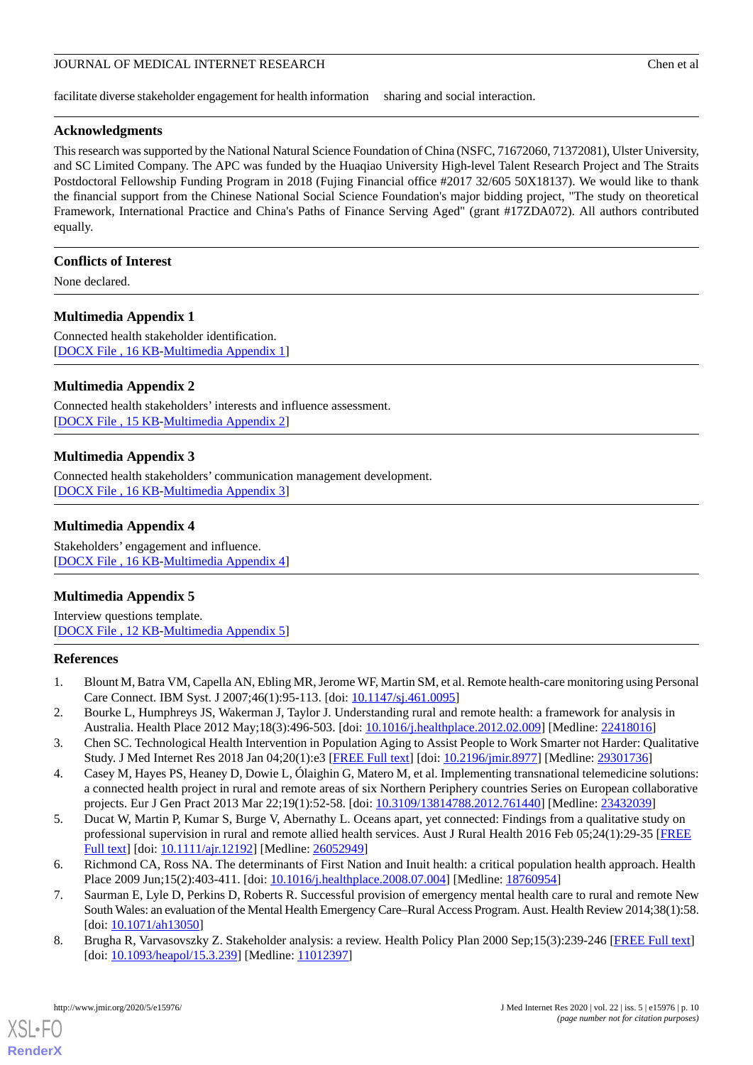facilitate diverse stakeholder engagement for health information sharing and social interaction.

## Acknowledgments

This research was supported by the National Natural Science Foundation of China (NSFC, 71672060, 71372081), Ulster University, and SC Limited Company. The APC was funded by the Huaqiao University High-level Talent Research Project and The Straits Postdoctoral Fellowship Funding Program in 2018 (Fujing Financial office #2017 32/605 50X18137). We would like to thank the financial support from the Chinese National Social Science Foundation's major bidding project, "The study on theoretical Framework, International Practice and China's Paths of Finance Serving Aged" (grant #17ZDA072). All authors contributed equally.

## Conflicts of Interest

None declared.

## Multimedia Appendix 1

Connected health stakeholder identification.
[DOCX File , 16 KB-Multimedia Appendix 1]

## Multimedia Appendix 2

Connected health stakeholders' interests and influence assessment.
[DOCX File , 15 KB-Multimedia Appendix 2]

## Multimedia Appendix 3

Connected health stakeholders' communication management development.
[DOCX File , 16 KB-Multimedia Appendix 3]

## Multimedia Appendix 4

Stakeholders' engagement and influence.
[DOCX File , 16 KB-Multimedia Appendix 4]

## Multimedia Appendix 5

Interview questions template.
[DOCX File , 12 KB-Multimedia Appendix 5]

## References

1. Blount M, Batra VM, Capella AN, Ebling MR, Jerome WF, Martin SM, et al. Remote health-care monitoring using Personal Care Connect. IBM Syst. J 2007;46(1):95-113. [doi: 10.1147/sj.461.0095]
2. Bourke L, Humphreys JS, Wakerman J, Taylor J. Understanding rural and remote health: a framework for analysis in Australia. Health Place 2012 May;18(3):496-503. [doi: 10.1016/j.healthplace.2012.02.009] [Medline: 22418016]
3. Chen SC. Technological Health Intervention in Population Aging to Assist People to Work Smarter not Harder: Qualitative Study. J Med Internet Res 2018 Jan 04;20(1):e3 [FREE Full text] [doi: 10.2196/jmir.8977] [Medline: 29301736]
4. Casey M, Hayes PS, Heaney D, Dowie L, Ólaighin G, Matero M, et al. Implementing transnational telemedicine solutions: a connected health project in rural and remote areas of six Northern Periphery countries Series on European collaborative projects. Eur J Gen Pract 2013 Mar 22;19(1):52-58. [doi: 10.3109/13814788.2012.761440] [Medline: 23432039]
5. Ducat W, Martin P, Kumar S, Burge V, Abernathy L. Oceans apart, yet connected: Findings from a qualitative study on professional supervision in rural and remote allied health services. Aust J Rural Health 2016 Feb 05;24(1):29-35 [FREE Full text] [doi: 10.1111/ajr.12192] [Medline: 26052949]
6. Richmond CA, Ross NA. The determinants of First Nation and Inuit health: a critical population health approach. Health Place 2009 Jun;15(2):403-411. [doi: 10.1016/j.healthplace.2008.07.004] [Medline: 18760954]
7. Saurman E, Lyle D, Perkins D, Roberts R. Successful provision of emergency mental health care to rural and remote New South Wales: an evaluation of the Mental Health Emergency Care–Rural Access Program. Aust. Health Review 2014;38(1):58. [doi: 10.1071/ah13050]
8. Brugha R, Varvasovszky Z. Stakeholder analysis: a review. Health Policy Plan 2000 Sep;15(3):239-246 [FREE Full text] [doi: 10.1093/heapol/15.3.239] [Medline: 11012397]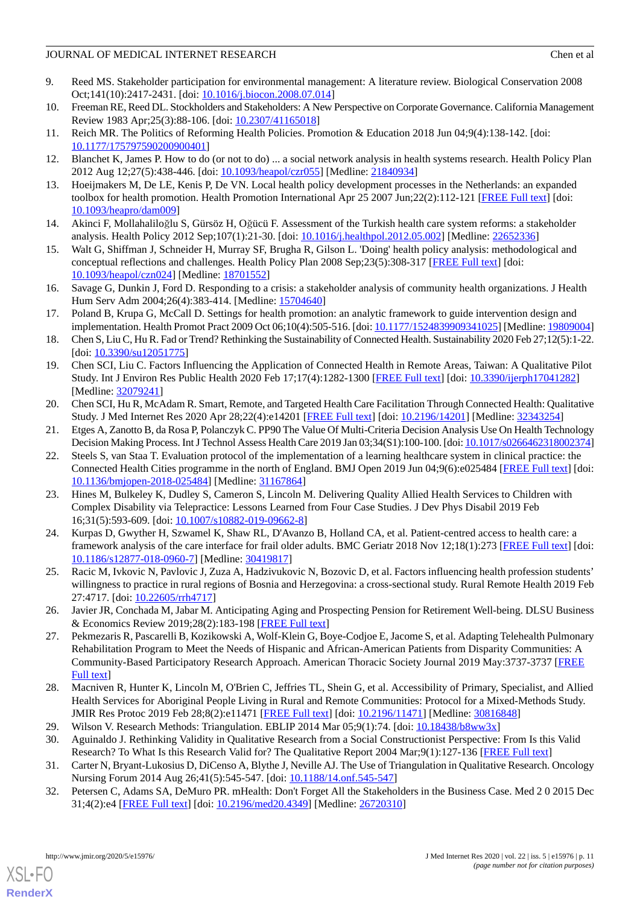9. Reed MS. Stakeholder participation for environmental management: A literature review. Biological Conservation 2008 Oct;141(10):2417-2431. [doi: 10.1016/j.biocon.2008.07.014]
10. Freeman RE, Reed DL. Stockholders and Stakeholders: A New Perspective on Corporate Governance. California Management Review 1983 Apr;25(3):88-106. [doi: 10.2307/41165018]
11. Reich MR. The Politics of Reforming Health Policies. Promotion & Education 2018 Jun 04;9(4):138-142. [doi: 10.1177/175797590200900401]
12. Blanchet K, James P. How to do (or not to do) ... a social network analysis in health systems research. Health Policy Plan 2012 Aug 12;27(5):438-446. [doi: 10.1093/heapol/czr055] [Medline: 21840934]
13. Hoeijmakers M, De LE, Kenis P, De VN. Local health policy development processes in the Netherlands: an expanded toolbox for health promotion. Health Promotion International Apr 25 2007 Jun;22(2):112-121 [FREE Full text] [doi: 10.1093/heapro/dam009]
14. Akinci F, Mollahaliloğlu S, Gürsöz H, Oğücü F. Assessment of the Turkish health care system reforms: a stakeholder analysis. Health Policy 2012 Sep;107(1):21-30. [doi: 10.1016/j.healthpol.2012.05.002] [Medline: 22652336]
15. Walt G, Shiffman J, Schneider H, Murray SF, Brugha R, Gilson L. 'Doing' health policy analysis: methodological and conceptual reflections and challenges. Health Policy Plan 2008 Sep;23(5):308-317 [FREE Full text] [doi: 10.1093/heapol/czn024] [Medline: 18701552]
16. Savage G, Dunkin J, Ford D. Responding to a crisis: a stakeholder analysis of community health organizations. J Health Hum Serv Adm 2004;26(4):383-414. [Medline: 15704640]
17. Poland B, Krupa G, McCall D. Settings for health promotion: an analytic framework to guide intervention design and implementation. Health Promot Pract 2009 Oct 06;10(4):505-516. [doi: 10.1177/1524839909341025] [Medline: 19809004]
18. Chen S, Liu C, Hu R. Fad or Trend? Rethinking the Sustainability of Connected Health. Sustainability 2020 Feb 27;12(5):1-22. [doi: 10.3390/su12051775]
19. Chen SCI, Liu C. Factors Influencing the Application of Connected Health in Remote Areas, Taiwan: A Qualitative Pilot Study. Int J Environ Res Public Health 2020 Feb 17;17(4):1282-1300 [FREE Full text] [doi: 10.3390/ijerph17041282] [Medline: 32079241]
20. Chen SCI, Hu R, McAdam R. Smart, Remote, and Targeted Health Care Facilitation Through Connected Health: Qualitative Study. J Med Internet Res 2020 Apr 28;22(4):e14201 [FREE Full text] [doi: 10.2196/14201] [Medline: 32343254]
21. Etges A, Zanotto B, da Rosa P, Polanczyk C. PP90 The Value Of Multi-Criteria Decision Analysis Use On Health Technology Decision Making Process. Int J Technol Assess Health Care 2019 Jan 03;34(S1):100-100. [doi: 10.1017/s0266462318002374]
22. Steels S, van Staa T. Evaluation protocol of the implementation of a learning healthcare system in clinical practice: the Connected Health Cities programme in the north of England. BMJ Open 2019 Jun 04;9(6):e025484 [FREE Full text] [doi: 10.1136/bmjopen-2018-025484] [Medline: 31167864]
23. Hines M, Bulkeley K, Dudley S, Cameron S, Lincoln M. Delivering Quality Allied Health Services to Children with Complex Disability via Telepractice: Lessons Learned from Four Case Studies. J Dev Phys Disabil 2019 Feb 16;31(5):593-609. [doi: 10.1007/s10882-019-09662-8]
24. Kurpas D, Gwyther H, Szwamel K, Shaw RL, D'Avanzo B, Holland CA, et al. Patient-centred access to health care: a framework analysis of the care interface for frail older adults. BMC Geriatr 2018 Nov 12;18(1):273 [FREE Full text] [doi: 10.1186/s12877-018-0960-7] [Medline: 30419817]
25. Racic M, Ivkovic N, Pavlovic J, Zuza A, Hadzivukovic N, Bozovic D, et al. Factors influencing health profession students' willingness to practice in rural regions of Bosnia and Herzegovina: a cross-sectional study. Rural Remote Health 2019 Feb 27:4717. [doi: 10.22605/rrh4717]
26. Javier JR, Conchada M, Jabar M. Anticipating Aging and Prospecting Pension for Retirement Well-being. DLSU Business & Economics Review 2019;28(2):183-198 [FREE Full text]
27. Pekmezaris R, Pascarelli B, Kozikowski A, Wolf-Klein G, Boye-Codjoe E, Jacome S, et al. Adapting Telehealth Pulmonary Rehabilitation Program to Meet the Needs of Hispanic and African-American Patients from Disparity Communities: A Community-Based Participatory Research Approach. American Thoracic Society Journal 2019 May:3737-3737 [FREE Full text]
28. Macniven R, Hunter K, Lincoln M, O'Brien C, Jeffries TL, Shein G, et al. Accessibility of Primary, Specialist, and Allied Health Services for Aboriginal People Living in Rural and Remote Communities: Protocol for a Mixed-Methods Study. JMIR Res Protoc 2019 Feb 28;8(2):e11471 [FREE Full text] [doi: 10.2196/11471] [Medline: 30816848]
29. Wilson V. Research Methods: Triangulation. EBLIP 2014 Mar 05;9(1):74. [doi: 10.18438/b8ww3x]
30. Aguinaldo J. Rethinking Validity in Qualitative Research from a Social Constructionist Perspective: From Is this Valid Research? To What Is this Research Valid for? The Qualitative Report 2004 Mar;9(1):127-136 [FREE Full text]
31. Carter N, Bryant-Lukosius D, DiCenso A, Blythe J, Neville AJ. The Use of Triangulation in Qualitative Research. Oncology Nursing Forum 2014 Aug 26;41(5):545-547. [doi: 10.1188/14.onf.545-547]
32. Petersen C, Adams SA, DeMuro PR. mHealth: Don't Forget All the Stakeholders in the Business Case. Med 2 0 2015 Dec 31;4(2):e4 [FREE Full text] [doi: 10.2196/med20.4349] [Medline: 26720310]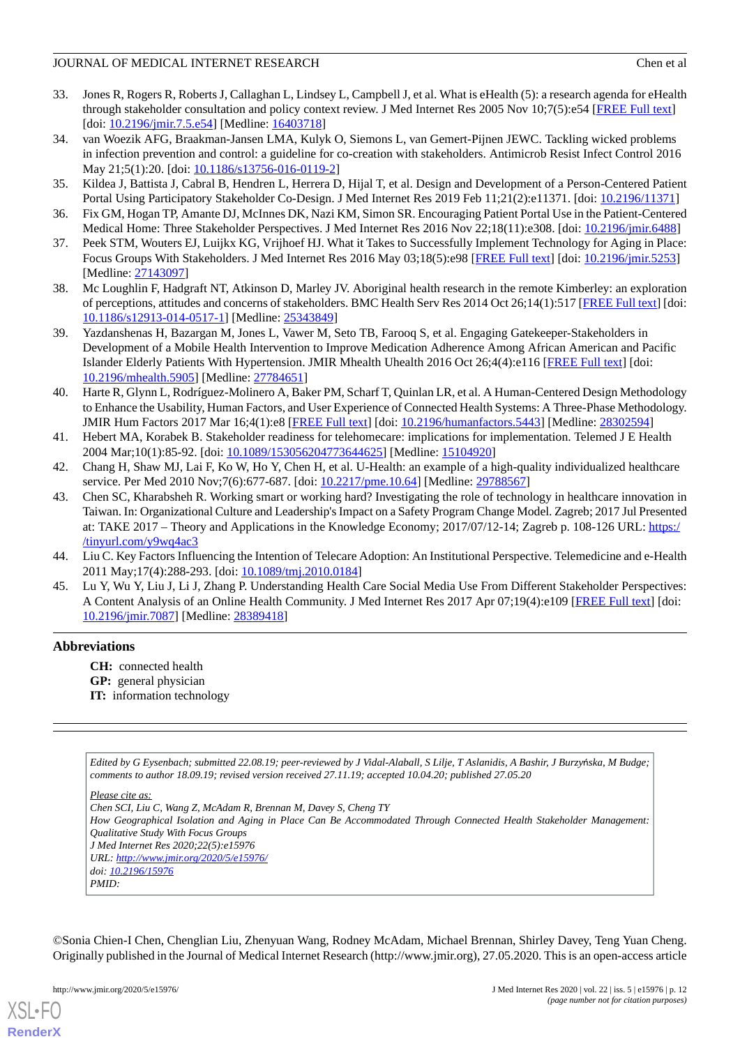33. Jones R, Rogers R, Roberts J, Callaghan L, Lindsey L, Campbell J, et al. What is eHealth (5): a research agenda for eHealth through stakeholder consultation and policy context review. J Med Internet Res 2005 Nov 10;7(5):e54 [FREE Full text] [doi: 10.2196/jmir.7.5.e54] [Medline: 16403718]
34. van Woezik AFG, Braakman-Jansen LMA, Kulyk O, Siemons L, van Gemert-Pijnen JEWC. Tackling wicked problems in infection prevention and control: a guideline for co-creation with stakeholders. Antimicrob Resist Infect Control 2016 May 21;5(1):20. [doi: 10.1186/s13756-016-0119-2]
35. Kildea J, Battista J, Cabral B, Hendren L, Herrera D, Hijal T, et al. Design and Development of a Person-Centered Patient Portal Using Participatory Stakeholder Co-Design. J Med Internet Res 2019 Feb 11;21(2):e11371. [doi: 10.2196/11371]
36. Fix GM, Hogan TP, Amante DJ, McInnes DK, Nazi KM, Simon SR. Encouraging Patient Portal Use in the Patient-Centered Medical Home: Three Stakeholder Perspectives. J Med Internet Res 2016 Nov 22;18(11):e308. [doi: 10.2196/jmir.6488]
37. Peek STM, Wouters EJ, Luijkx KG, Vrijhoef HJ. What it Takes to Successfully Implement Technology for Aging in Place: Focus Groups With Stakeholders. J Med Internet Res 2016 May 03;18(5):e98 [FREE Full text] [doi: 10.2196/jmir.5253] [Medline: 27143097]
38. Mc Loughlin F, Hadgraft NT, Atkinson D, Marley JV. Aboriginal health research in the remote Kimberley: an exploration of perceptions, attitudes and concerns of stakeholders. BMC Health Serv Res 2014 Oct 26;14(1):517 [FREE Full text] [doi: 10.1186/s12913-014-0517-1] [Medline: 25343849]
39. Yazdanshenas H, Bazargan M, Jones L, Vawer M, Seto TB, Farooq S, et al. Engaging Gatekeeper-Stakeholders in Development of a Mobile Health Intervention to Improve Medication Adherence Among African American and Pacific Islander Elderly Patients With Hypertension. JMIR Mhealth Uhealth 2016 Oct 26;4(4):e116 [FREE Full text] [doi: 10.2196/mhealth.5905] [Medline: 27784651]
40. Harte R, Glynn L, Rodríguez-Molinero A, Baker PM, Scharf T, Quinlan LR, et al. A Human-Centered Design Methodology to Enhance the Usability, Human Factors, and User Experience of Connected Health Systems: A Three-Phase Methodology. JMIR Hum Factors 2017 Mar 16;4(1):e8 [FREE Full text] [doi: 10.2196/humanfactors.5443] [Medline: 28302594]
41. Hebert MA, Korabek B. Stakeholder readiness for telehomecare: implications for implementation. Telemed J E Health 2004 Mar;10(1):85-92. [doi: 10.1089/153056204773644625] [Medline: 15104920]
42. Chang H, Shaw MJ, Lai F, Ko W, Ho Y, Chen H, et al. U-Health: an example of a high-quality individualized healthcare service. Per Med 2010 Nov;7(6):677-687. [doi: 10.2217/pme.10.64] [Medline: 29788567]
43. Chen SC, Kharabsheh R. Working smart or working hard? Investigating the role of technology in healthcare innovation in Taiwan. In: Organizational Culture and Leadership's Impact on a Safety Program Change Model. Zagreb; 2017 Jul Presented at: TAKE 2017 – Theory and Applications in the Knowledge Economy; 2017/07/12-14; Zagreb p. 108-126 URL: https://tinyurl.com/y9wq4ac3
44. Liu C. Key Factors Influencing the Intention of Telecare Adoption: An Institutional Perspective. Telemedicine and e-Health 2011 May;17(4):288-293. [doi: 10.1089/tmj.2010.0184]
45. Lu Y, Wu Y, Liu J, Li J, Zhang P. Understanding Health Care Social Media Use From Different Stakeholder Perspectives: A Content Analysis of an Online Health Community. J Med Internet Res 2017 Apr 07;19(4):e109 [FREE Full text] [doi: 10.2196/jmir.7087] [Medline: 28389418]

## Abbreviations

**CH:** connected health
**GP:** general physician
**IT:** information technology

---

*Edited by G Eysenbach; submitted 22.08.19; peer-reviewed by J Vidal-Alaball, S Lilje, T Aslanidis, A Bashir, J Burzyńska, M Budge; comments to author 18.09.19; revised version received 27.11.19; accepted 10.04.20; published 27.05.20*

*Please cite as:*
*Chen SCI, Liu C, Wang Z, McAdam R, Brennan M, Davey S, Cheng TY*
*How Geographical Isolation and Aging in Place Can Be Accommodated Through Connected Health Stakeholder Management: Qualitative Study With Focus Groups*
*J Med Internet Res 2020;22(5):e15976*
*URL: http://www.jmir.org/2020/5/e15976/*
*doi: 10.2196/15976*
*PMID:*

©Sonia Chien-I Chen, Chenglian Liu, Zhenyuan Wang, Rodney McAdam, Michael Brennan, Shirley Davey, Teng Yuan Cheng. Originally published in the Journal of Medical Internet Research (http://www.jmir.org), 27.05.2020. This is an open-access article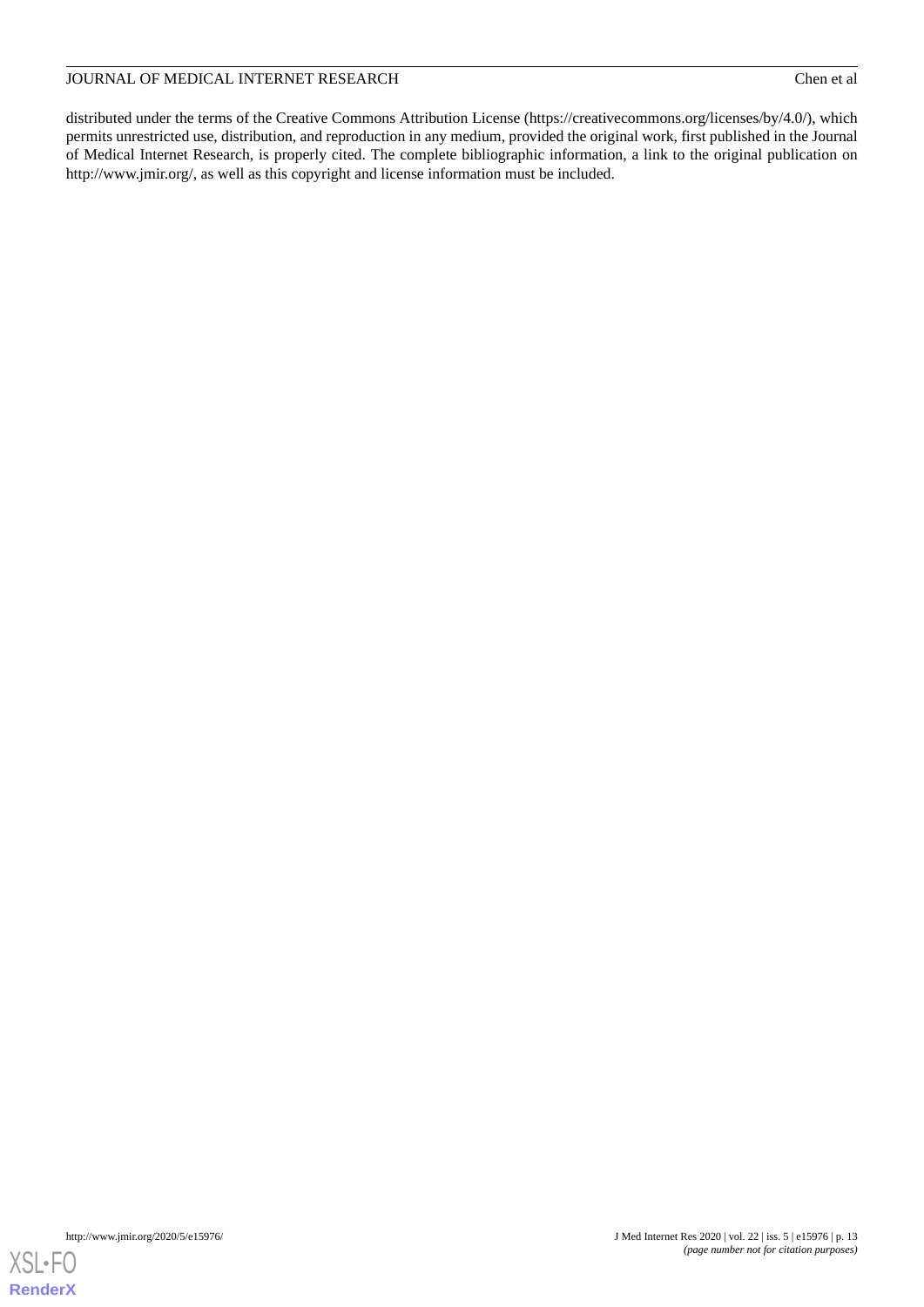distributed under the terms of the Creative Commons Attribution License (https://creativecommons.org/licenses/by/4.0/), which permits unrestricted use, distribution, and reproduction in any medium, provided the original work, first published in the Journal of Medical Internet Research, is properly cited. The complete bibliographic information, a link to the original publication on http://www.jmir.org/, as well as this copyright and license information must be included.